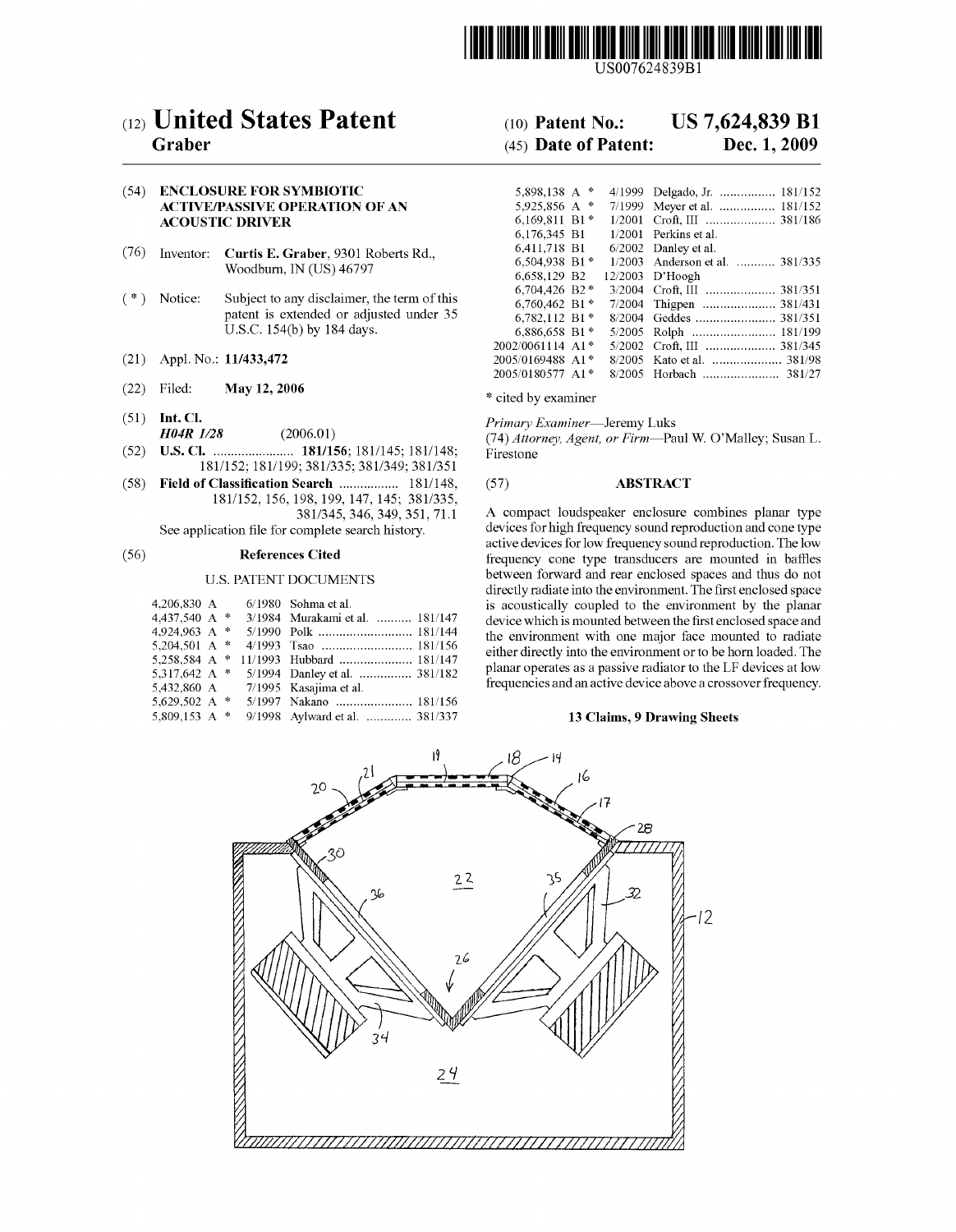US007624839B1

# (12) United States Patent
**Graber**

(10) **Patent No.: US 7,624,839 B1**

(45) **Date of Patent: Dec. 1, 2009**

(54) **ENCLOSURE FOR SYMBIOTIC ACTIVE/PASSIVE OPERATION OF AN ACOUSTIC DRIVER**

(76) Inventor: **Curtis E. Graber**, 9301 Roberts Rd., Woodburn, IN (US) 46797

( * ) Notice: Subject to any disclaimer, the term of this patent is extended or adjusted under 35 U.S.C. 154(b) by 184 days.

(21) Appl. No.: **11/433,472**

(22) Filed: **May 12, 2006**

(51) **Int. Cl.**
***H04R 1/28*** (2006.01)

(52) **U.S. Cl.** ....................... **181/156**; 181/145; 181/148; 181/152; 181/199; 381/335; 381/349; 381/351

(58) **Field of Classification Search** ................. 181/148, 181/152, 156, 198, 199, 147, 145; 381/335, 381/345, 346, 349, 351, 71.1
See application file for complete search history.

(56) **References Cited**

U.S. PATENT DOCUMENTS

| | | | |
|---|---|---|---|
| 4,206,830 A | 6/1980 | Sohma et al. | |
| 4,437,540 A * | 3/1984 | Murakami et al. | 181/147 |
| 4,924,963 A * | 5/1990 | Polk | 181/144 |
| 5,204,501 A * | 4/1993 | Tsao | 181/156 |
| 5,258,584 A * | 11/1993 | Hubbard | 181/147 |
| 5,317,642 A * | 5/1994 | Danley et al. | 381/182 |
| 5,432,860 A | 7/1995 | Kasajima et al. | |
| 5,629,502 A * | 5/1997 | Nakano | 181/156 |
| 5,809,153 A * | 9/1998 | Aylward et al. | 381/337 |
| 5,898,138 A * | 4/1999 | Delgado, Jr. | 181/152 |
| 5,925,856 A * | 7/1999 | Meyer et al. | 181/152 |
| 6,169,811 B1 * | 1/2001 | Croft, III | 381/186 |
| 6,176,345 B1 | 1/2001 | Perkins et al. | |
| 6,411,718 B1 | 6/2002 | Danley et al. | |
| 6,504,938 B1 * | 1/2003 | Anderson et al. | 381/335 |
| 6,658,129 B2 | 12/2003 | D'Hoogh | |
| 6,704,426 B2 * | 3/2004 | Croft, III | 381/351 |
| 6,760,462 B1 * | 7/2004 | Thigpen | 381/431 |
| 6,782,112 B1 * | 8/2004 | Geddes | 381/351 |
| 6,886,658 B1 * | 5/2005 | Rolph | 181/199 |
| 2002/0061114 A1 * | 5/2002 | Croft, III | 381/345 |
| 2005/0169488 A1 * | 8/2005 | Kato et al. | 381/98 |
| 2005/0180577 A1 * | 8/2005 | Horbach | 381/27 |

\* cited by examiner

*Primary Examiner*—Jeremy Luks
(74) *Attorney, Agent, or Firm*—Paul W. O'Malley; Susan L. Firestone

(57) **ABSTRACT**

A compact loudspeaker enclosure combines planar type devices for high frequency sound reproduction and cone type active devices for low frequency sound reproduction. The low frequency cone type transducers are mounted in baffles between forward and rear enclosed spaces and thus do not directly radiate into the environment. The first enclosed space is acoustically coupled to the environment by the planar device which is mounted between the first enclosed space and the environment with one major face mounted to radiate either directly into the environment or to be horn loaded. The planar operates as a passive radiator to the LF devices at low frequencies and an active device above a crossover frequency.

**13 Claims, 9 Drawing Sheets**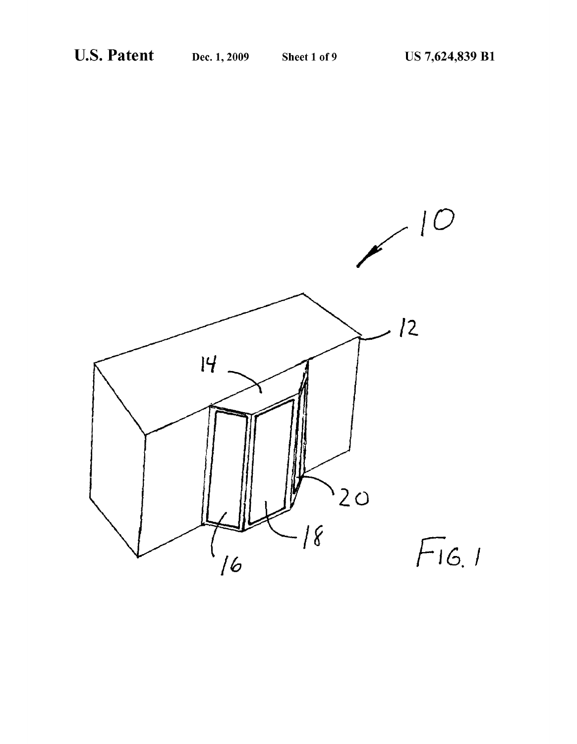FIG. 1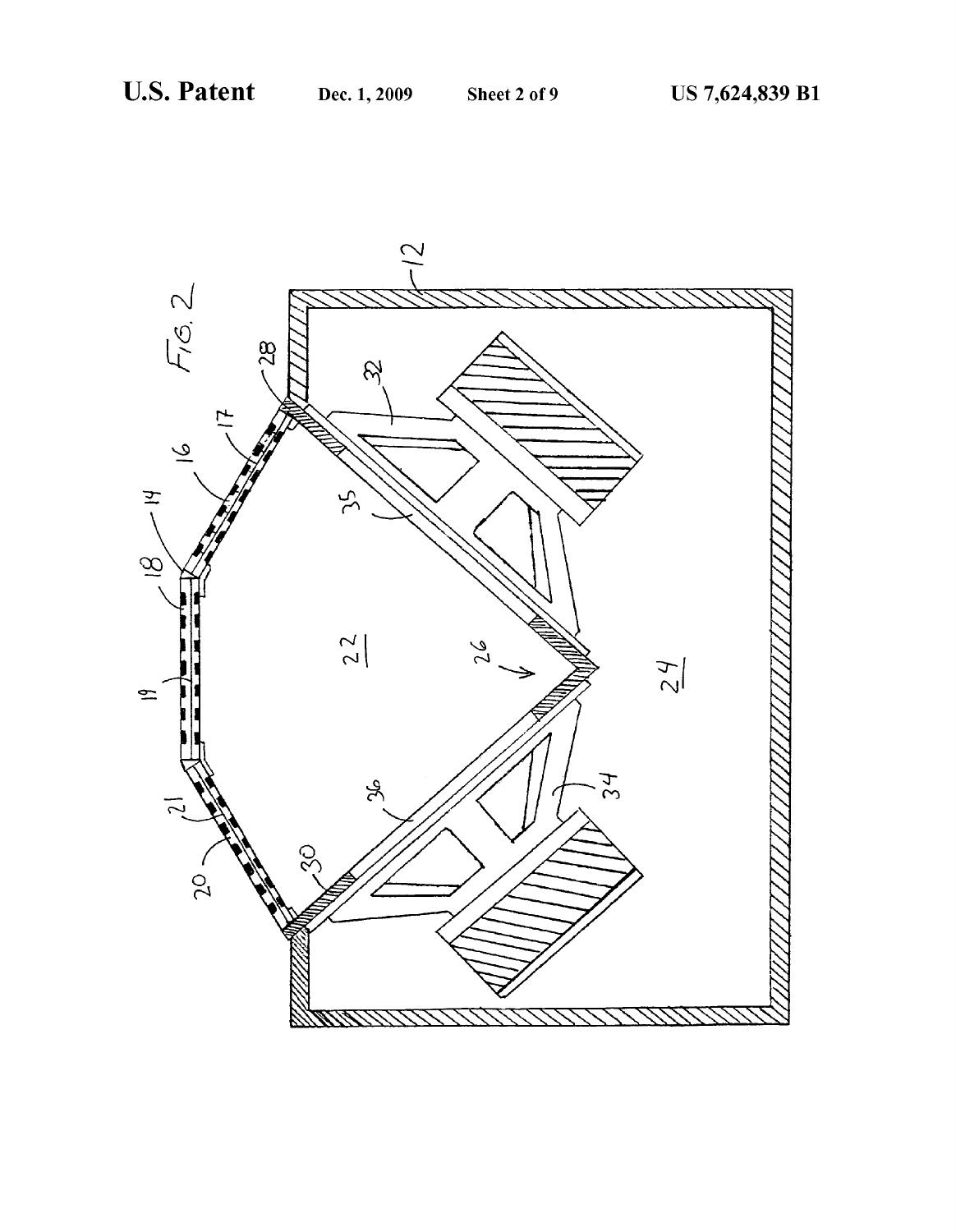FIG. 2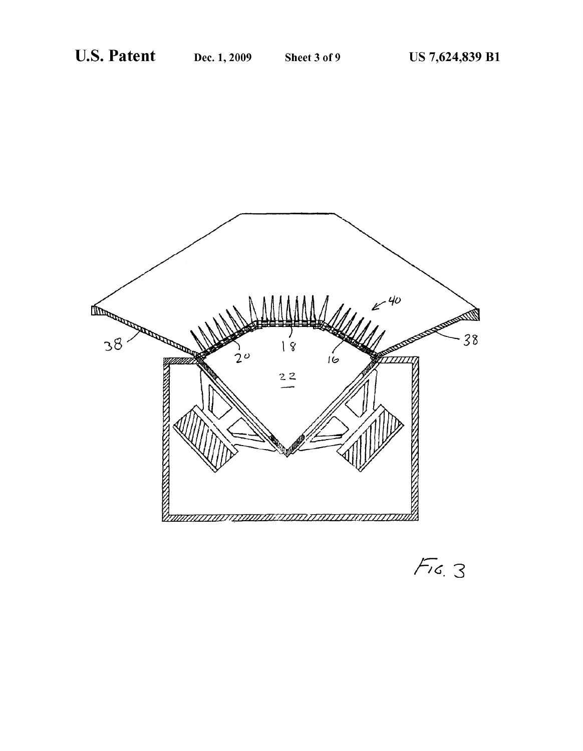FIG. 3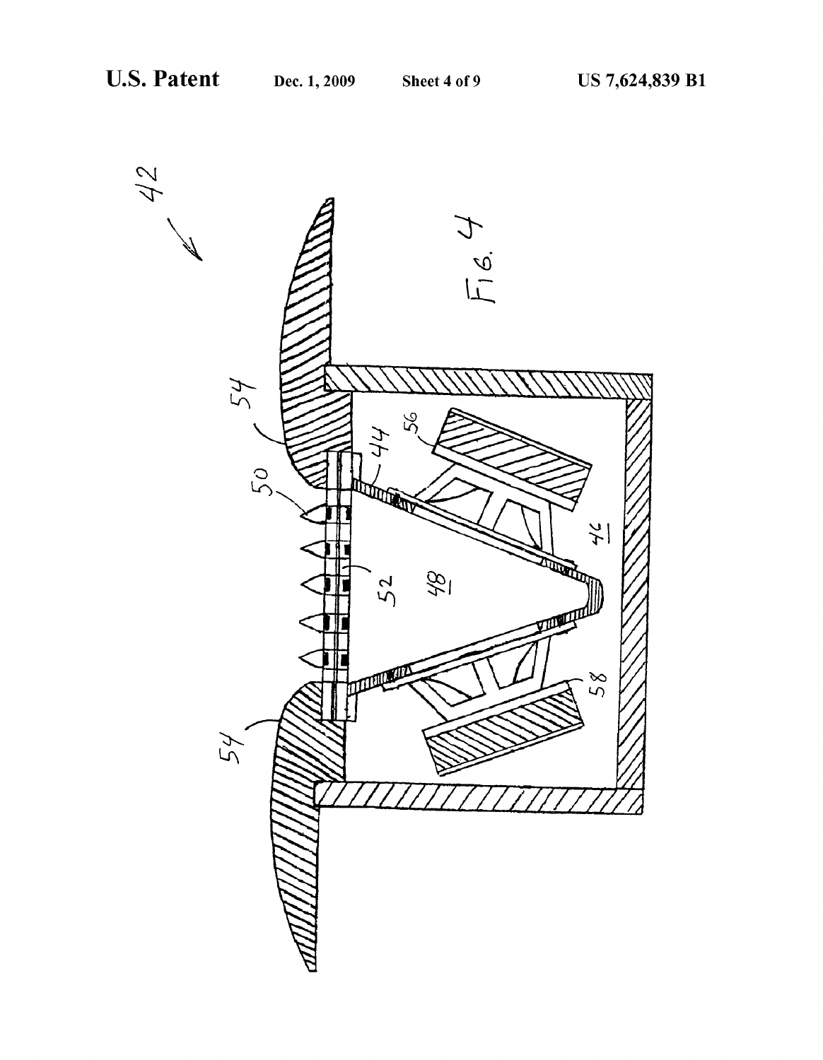FIG. 4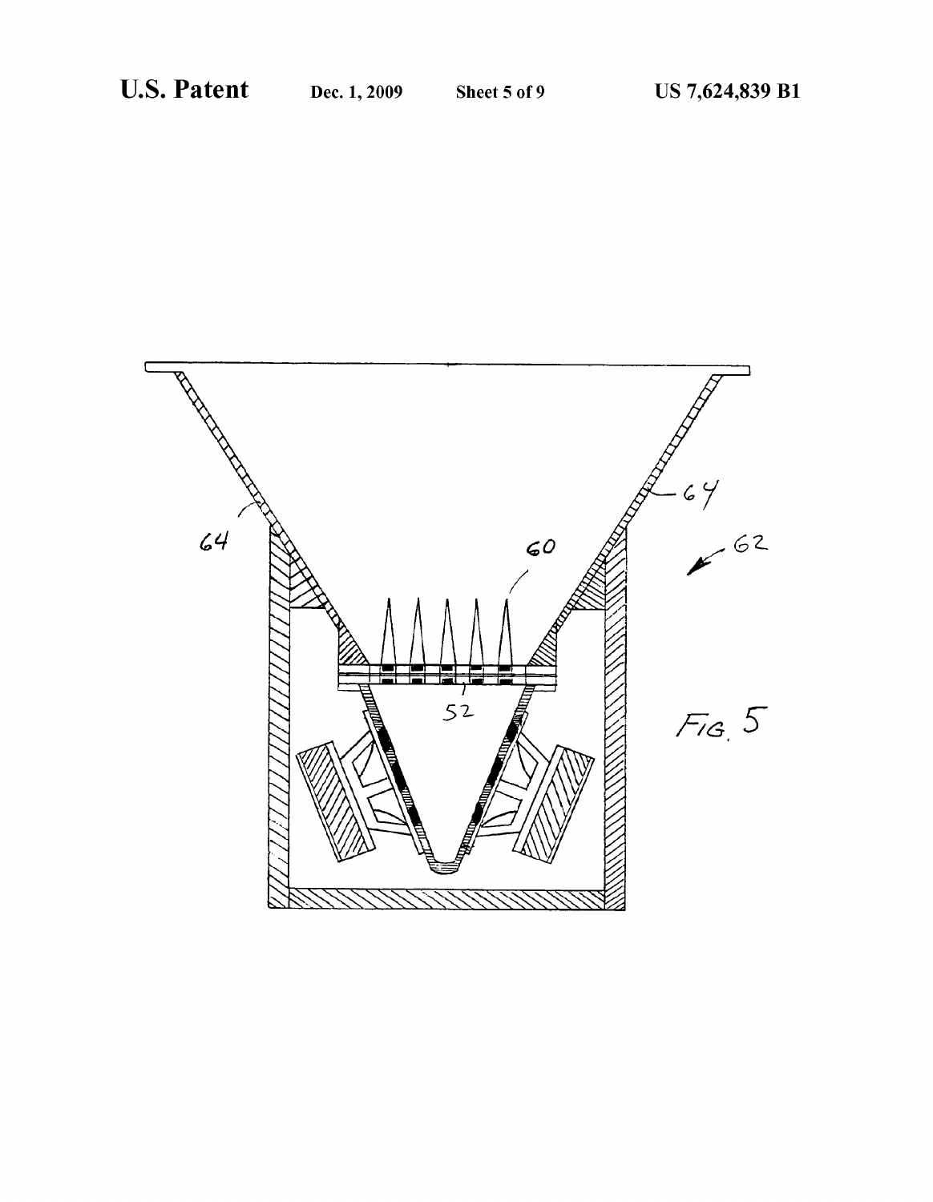FIG. 5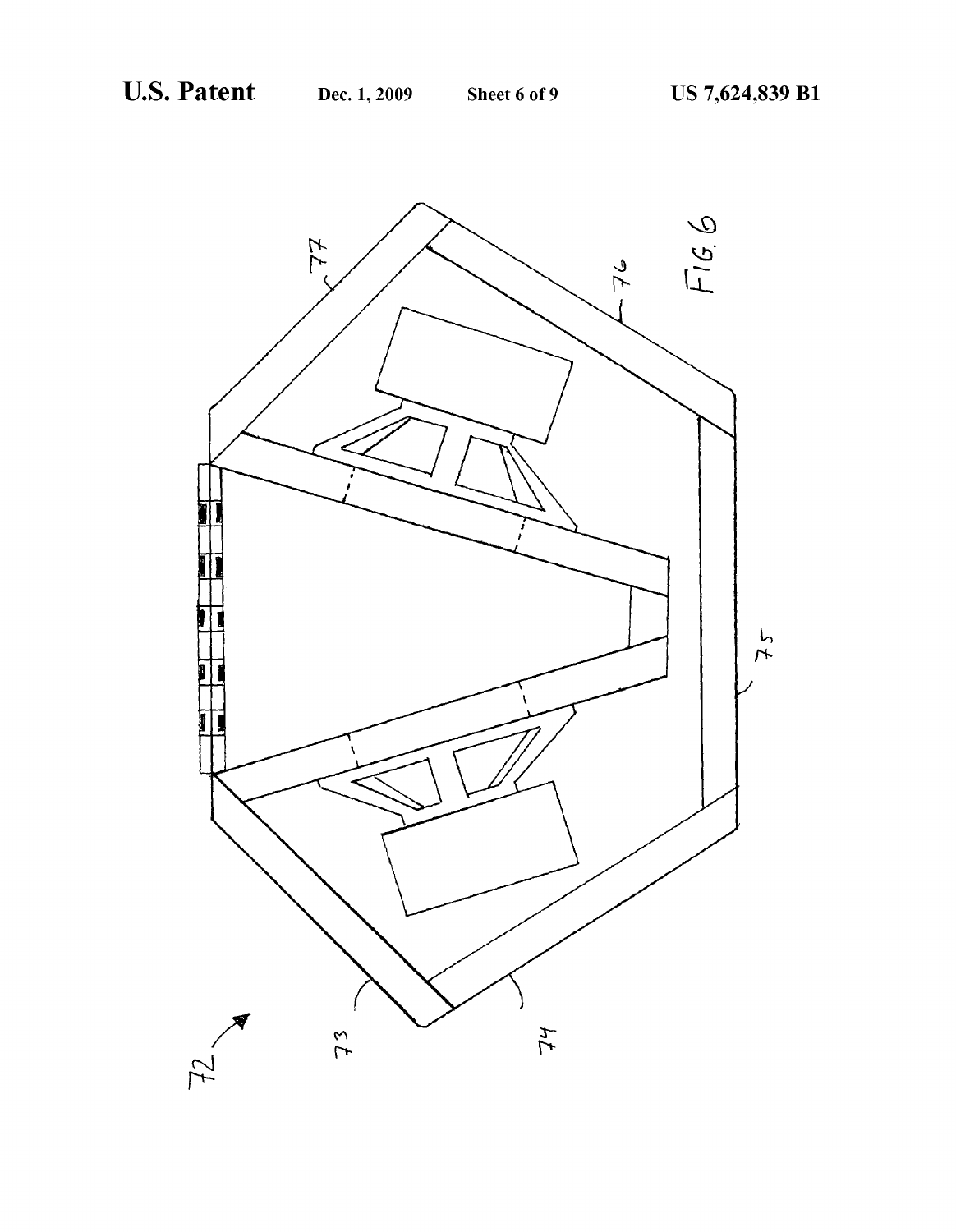FIG. 6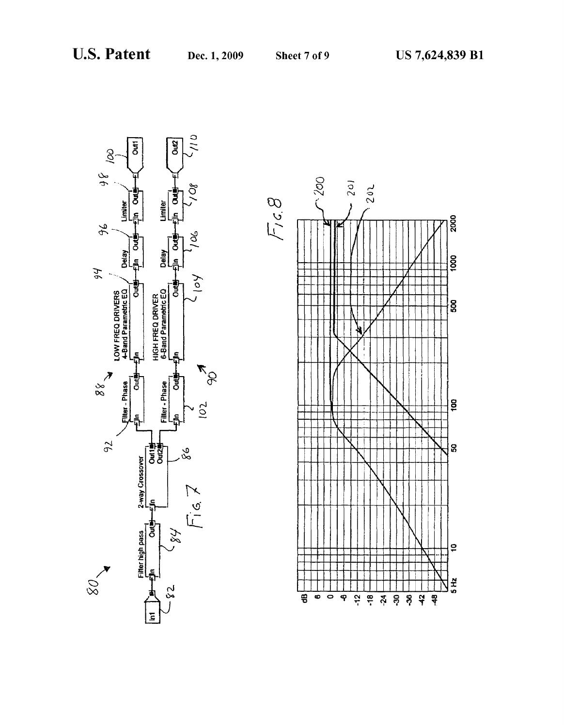Fig. 7

Fig. 8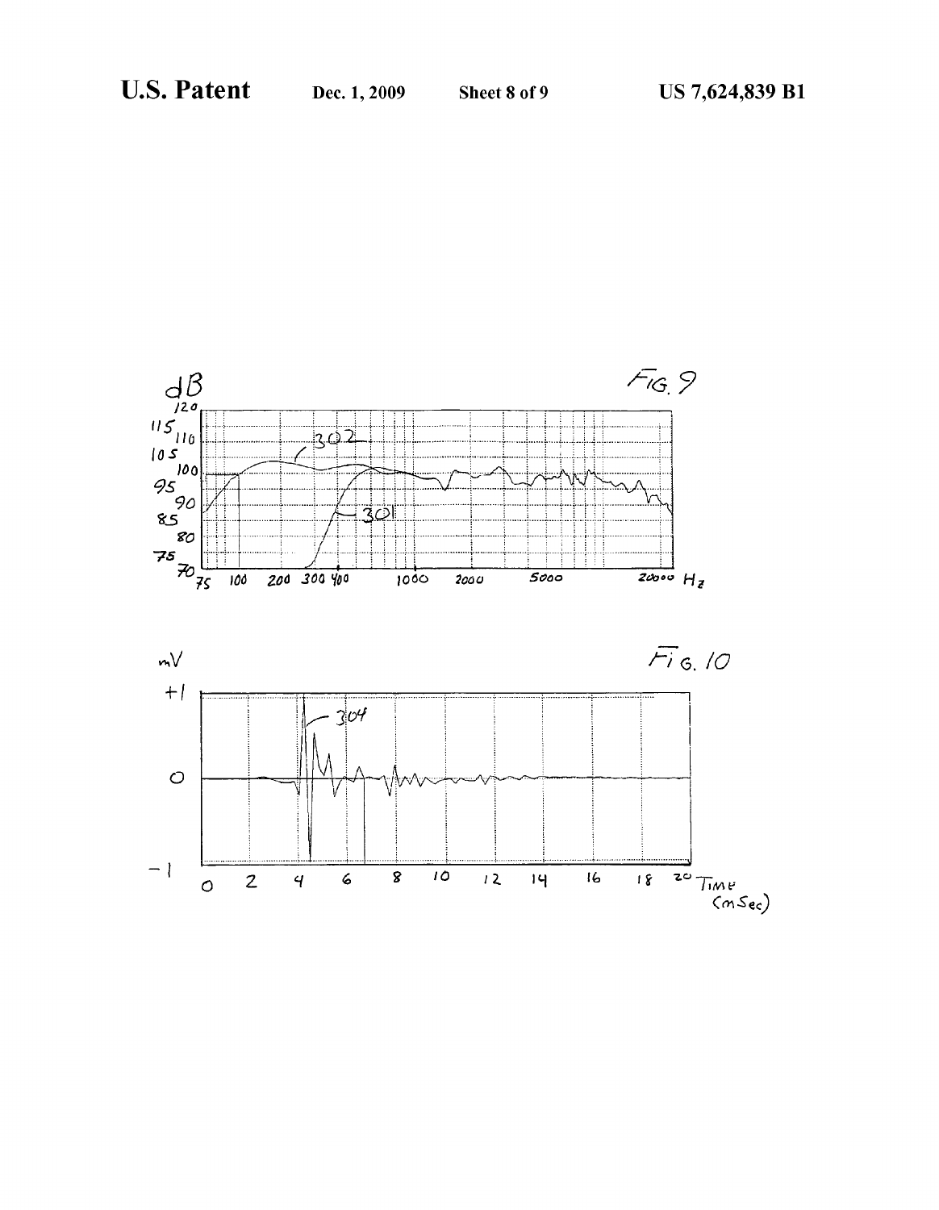FIG. 9

FIG. 10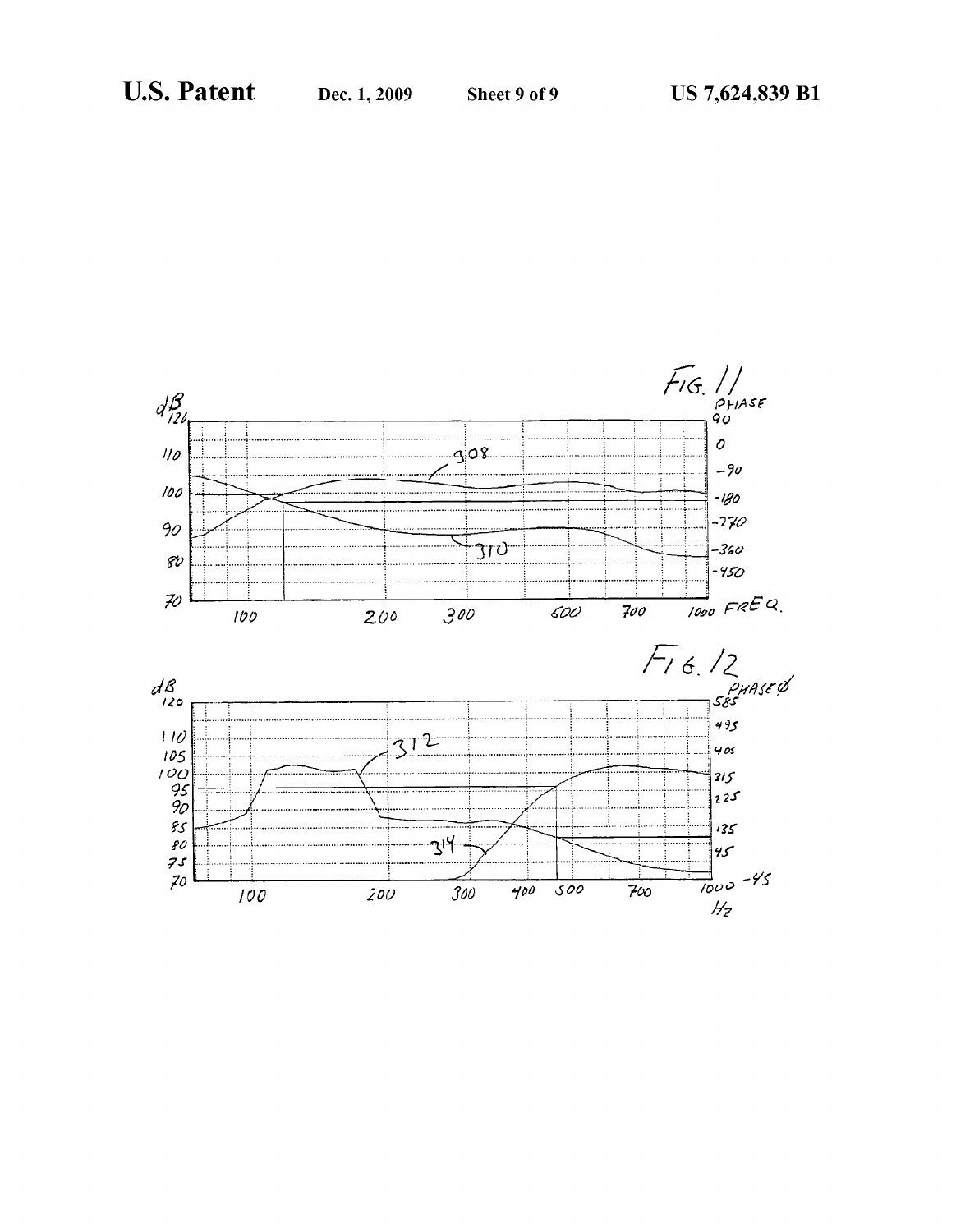FIG. 11

PHASE

dB

308

310

FREQ.

FIG. 12

PHASE Ø

312

314

Hz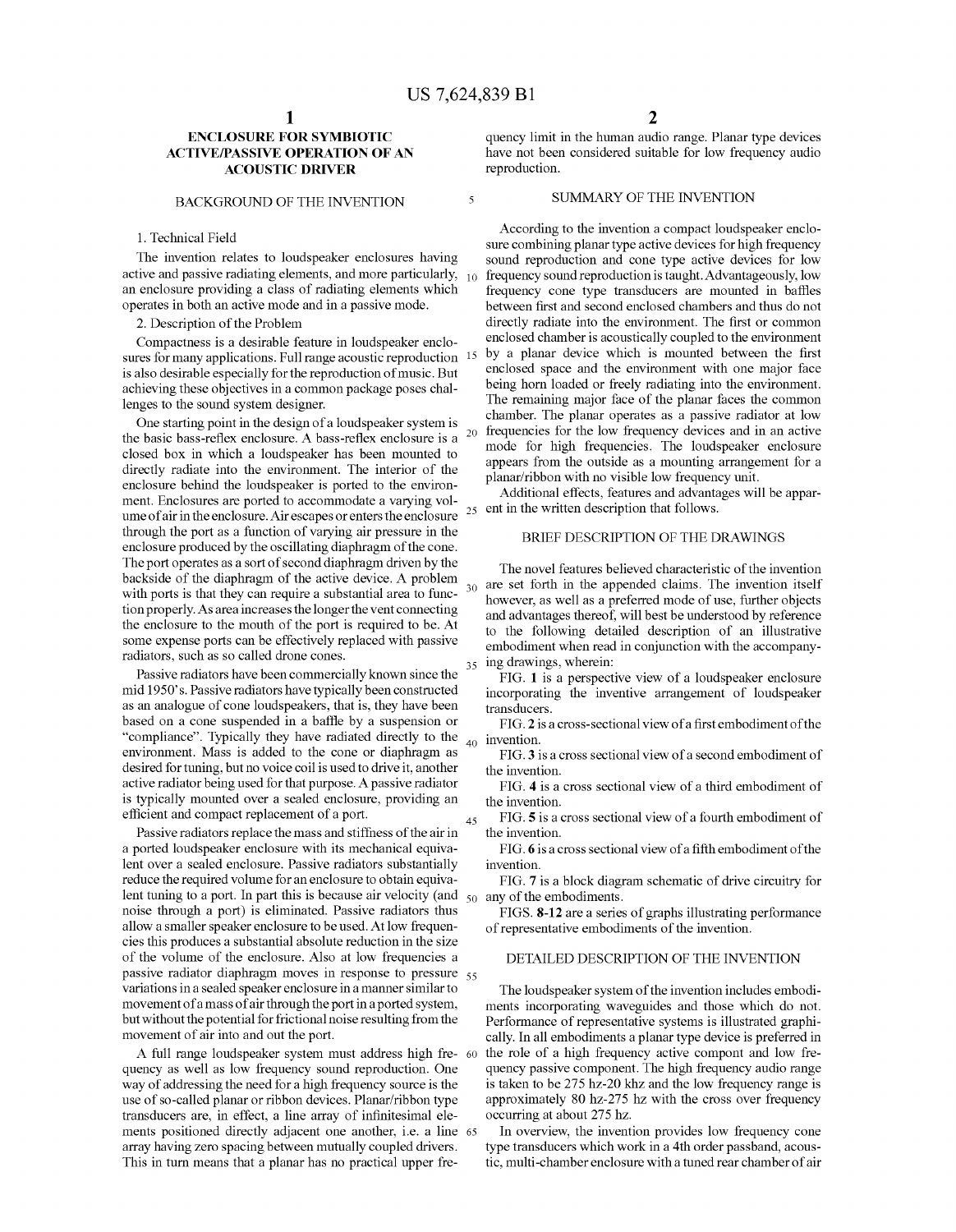# ENCLOSURE FOR SYMBIOTIC ACTIVE/PASSIVE OPERATION OF AN ACOUSTIC DRIVER

## BACKGROUND OF THE INVENTION

### 1. Technical Field

The invention relates to loudspeaker enclosures having active and passive radiating elements, and more particularly, an enclosure providing a class of radiating elements which operates in both an active mode and in a passive mode.

### 2. Description of the Problem

Compactness is a desirable feature in loudspeaker enclosures for many applications. Full range acoustic reproduction is also desirable especially for the reproduction of music. But achieving these objectives in a common package poses challenges to the sound system designer.

One starting point in the design of a loudspeaker system is the basic bass-reflex enclosure. A bass-reflex enclosure is a closed box in which a loudspeaker has been mounted to directly radiate into the environment. The interior of the enclosure behind the loudspeaker is ported to the environment. Enclosures are ported to accommodate a varying volume of air in the enclosure. Air escapes or enters the enclosure through the port as a function of varying air pressure in the enclosure produced by the oscillating diaphragm of the cone. The port operates as a sort of second diaphragm driven by the backside of the diaphragm of the active device. A problem with ports is that they can require a substantial area to function properly. As area increases the longer the vent connecting the enclosure to the mouth of the port is required to be. At some expense ports can be effectively replaced with passive radiators, such as so called drone cones.

Passive radiators have been commercially known since the mid 1950's. Passive radiators have typically been constructed as an analogue of cone loudspeakers, that is, they have been based on a cone suspended in a baffle by a suspension or "compliance". Typically they have radiated directly to the environment. Mass is added to the cone or diaphragm as desired for tuning, but no voice coil is used to drive it, another active radiator being used for that purpose. A passive radiator is typically mounted over a sealed enclosure, providing an efficient and compact replacement of a port.

Passive radiators replace the mass and stiffness of the air in a ported loudspeaker enclosure with its mechanical equivalent over a sealed enclosure. Passive radiators substantially reduce the required volume for an enclosure to obtain equivalent tuning to a port. In part this is because air velocity (and noise through a port) is eliminated. Passive radiators thus allow a smaller speaker enclosure to be used. At low frequencies this produces a substantial absolute reduction in the size of the volume of the enclosure. Also at low frequencies a passive radiator diaphragm moves in response to pressure variations in a sealed speaker enclosure in a manner similar to movement of a mass of air through the port in a ported system, but without the potential for frictional noise resulting from the movement of air into and out the port.

A full range loudspeaker system must address high frequency as well as low frequency sound reproduction. One way of addressing the need for a high frequency source is the use of so-called planar or ribbon devices. Planar/ribbon type transducers are, in effect, a line array of infinitesimal elements positioned directly adjacent one another, i.e. a line array having zero spacing between mutually coupled drivers. This in turn means that a planar has no practical upper frequency limit in the human audio range. Planar type devices have not been considered suitable for low frequency audio reproduction.

## SUMMARY OF THE INVENTION

According to the invention a compact loudspeaker enclosure combining planar type active devices for high frequency sound reproduction and cone type active devices for low frequency sound reproduction is taught. Advantageously, low frequency cone type transducers are mounted in baffles between first and second enclosed chambers and thus do not directly radiate into the environment. The first or common enclosed chamber is acoustically coupled to the environment by a planar device which is mounted between the first enclosed space and the environment with one major face being horn loaded or freely radiating into the environment. The remaining major face of the planar faces the common chamber. The planar operates as a passive radiator at low frequencies for the low frequency devices and in an active mode for high frequencies. The loudspeaker enclosure appears from the outside as a mounting arrangement for a planar/ribbon with no visible low frequency unit.

Additional effects, features and advantages will be apparent in the written description that follows.

## BRIEF DESCRIPTION OF THE DRAWINGS

The novel features believed characteristic of the invention are set forth in the appended claims. The invention itself however, as well as a preferred mode of use, further objects and advantages thereof, will best be understood by reference to the following detailed description of an illustrative embodiment when read in conjunction with the accompanying drawings, wherein:

FIG. **1** is a perspective view of a loudspeaker enclosure incorporating the inventive arrangement of loudspeaker transducers.

FIG. **2** is a cross-sectional view of a first embodiment of the invention.

FIG. **3** is a cross sectional view of a second embodiment of the invention.

FIG. **4** is a cross sectional view of a third embodiment of the invention.

FIG. **5** is a cross sectional view of a fourth embodiment of the invention.

FIG. **6** is a cross sectional view of a fifth embodiment of the invention.

FIG. **7** is a block diagram schematic of drive circuitry for any of the embodiments.

FIGS. **8-12** are a series of graphs illustrating performance of representative embodiments of the invention.

## DETAILED DESCRIPTION OF THE INVENTION

The loudspeaker system of the invention includes embodiments incorporating waveguides and those which do not. Performance of representative systems is illustrated graphically. In all embodiments a planar type device is preferred in the role of a high frequency active compont and low frequency passive component. The high frequency audio range is taken to be 275 hz-20 khz and the low frequency range is approximately 80 hz-275 hz with the cross over frequency occurring at about 275 hz.

In overview, the invention provides low frequency cone type transducers which work in a 4th order passband, acoustic, multi-chamber enclosure with a tuned rear chamber of air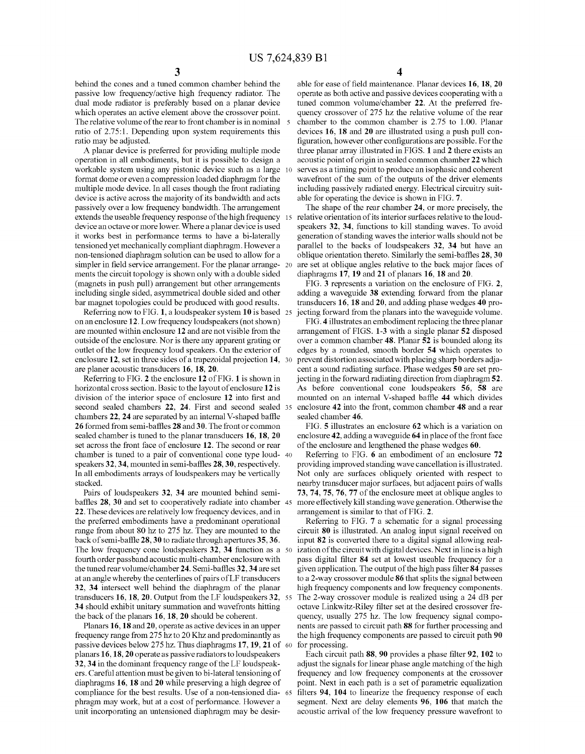behind the cones and a tuned common chamber behind the passive low frequency/active high frequency radiator. The dual mode radiator is preferably based on a planar device which operates an active element above the crossover point. The relative volume of the rear to front chamber is in nominal ratio of 2.75:1. Depending upon system requirements this ratio may be adjusted.

A planar device is preferred for providing multiple mode operation in all embodiments, but it is possible to design a workable system using any pistonic device such as a large format dome or even a compression loaded diaphragm for the multiple mode device. In all cases though the front radiating device is active across the majority of its bandwidth and acts passively over a low frequency bandwidth. The arrangement extends the useable frequency response of the high frequency device an octave or more lower. Where a planar device is used it works best in performance terms to have a bi-laterally tensioned yet mechanically compliant diaphragm. However a non-tensioned diaphragm solution can be used to allow for a simpler in field service arrangement. For the planar arrangements the circuit topology is shown only with a double sided (magnets in push pull) arrangement but other arrangements including single sided, asymmetrical double sided and other bar magnet topologies could be produced with good results.

Referring now to FIG. **1**, a loudspeaker system **10** is based on an enclosure **12**. Low frequency loudspeakers (not shown) are mounted within enclosure **12** and are not visible from the outside of the enclosure. Nor is there any apparent grating or outlet of the low frequency loud speakers. On the exterior of enclosure **12**, set in three sides of a trapezoidal projection **14**, are planer acoustic transducers **16**, **18**, **20**.

Referring to FIG. **2** the enclosure **12** of FIG. **1** is shown in horizontal cross section. Basic to the layout of enclosure **12** is division of the interior space of enclosure **12** into first and second sealed chambers **22**, **24**. First and second sealed chambers **22**, **24** are separated by an internal V-shaped baffle **26** formed from semi-baffles **28** and **30**. The front or common sealed chamber is tuned to the planar transducers **16**, **18**, **20** set across the front face of enclosure **12**. The second or rear chamber is tuned to a pair of conventional cone type loudspeakers **32**, **34**, mounted in semi-baffles **28**, **30**, respectively. In all embodiments arrays of loudspeakers may be vertically stacked.

Pairs of loudspeakers **32**, **34** are mounted behind semi-baffles **28**, **30** and set to cooperatively radiate into chamber **22**. These devices are relatively low frequency devices, and in the preferred embodiments have a predominant operational range from about 80 hz to 275 hz. They are mounted to the back of semi-baffle **28**, **30** to radiate through apertures **35**, **36**. The low frequency cone loudspeakers **32**, **34** function as a fourth order passband acoustic multi-chamber enclosure with the tuned rear volume/chamber **24**. Semi-baffles **32**, **34** are set at an angle whereby the centerlines of pairs of LF transducers **32**, **34** intersect well behind the diaphragm of the planar transducers **16**, **18**, **20**. Output from the LF loudspeakers **32**, **34** should exhibit unitary summation and wavefronts hitting the back of the planars **16**, **18**, **20** should be coherent.

Planars **16**, **18** and **20**, operate as active devices in an upper frequency range from 275 hz to 20 Khz and predominantly as passive devices below 275 hz. Thus diaphragms **17**, **19**, **21** of planars **16**, **18**, **20** operate as passive radiators to loudspeakers **32**, **34** in the dominant frequency range of the LF loudspeakers. Careful attention must be given to bi-lateral tensioning of diaphragms **16**, **18** and **20** while preserving a high degree of compliance for the best results. Use of a non-tensioned diaphragm may work, but at a cost of performance. However a unit incorporating an untensioned diaphragm may be desirable for ease of field maintenance. Planar devices **16**, **18**, **20** operate as both active and passive devices cooperating with a tuned common volume/chamber **22**. At the preferred frequency crossover of 275 hz the relative volume of the rear chamber to the common chamber is 2.75 to 1.00. Planar devices **16**, **18** and **20** are illustrated using a push pull configuration, however other configurations are possible. For the three planar array illustrated in FIGS. **1** and **2** there exists an acoustic point of origin in sealed common chamber **22** which serves as a timing point to produce an isophasic and coherent wavefront of the sum of the outputs of the driver elements including passively radiated energy. Electrical circuitry suitable for operating the device is shown in FIG. **7**.

The shape of the rear chamber **24**, or more precisely, the relative orientation of its interior surfaces relative to the loudspeakers **32**, **34**, functions to kill standing waves. To avoid generation of standing waves the interior walls should not be parallel to the backs of loudspeakers **32**, **34** but have an oblique orientation thereto. Similarly the semi-baffles **28**, **30** are set at oblique angles relative to the back major faces of diaphragms **17**, **19** and **21** of planars **16**, **18** and **20**.

FIG. **3** represents a variation on the enclosure of FIG. **2**, adding a waveguide **38** extending forward from the planar transducers **16**, **18** and **20**, and adding phase wedges **40** projecting forward from the planars into the waveguide volume.

FIG. **4** illustrates an embodiment replacing the three planar arrangement of FIGS. **1-3** with a single planar **52** disposed over a common chamber **48**. Planar **52** is bounded along its edges by a rounded, smooth border **54** which operates to prevent distortion associated with placing sharp borders adjacent a sound radiating surface. Phase wedges **50** are set projecting in the forward radiating direction from diaphragm **52**. As before conventional cone loudspeakers **56**, **58** are mounted on an internal V-shaped baffle **44** which divides enclosure **42** into the front, common chamber **48** and a rear sealed chamber **46**.

FIG. **5** illustrates an enclosure **62** which is a variation on enclosure **42**, adding a waveguide **64** in place of the front face of the enclosure and lengthened the phase wedges **60**.

Referring to FIG. **6** an embodiment of an enclosure **72** providing improved standing wave cancellation is illustrated. Not only are surfaces obliquely oriented with respect to nearby transducer major surfaces, but adjacent pairs of walls **73**, **74**, **75**, **76**, **77** of the enclosure meet at oblique angles to more effectively kill standing wave generation. Otherwise the arrangement is similar to that of FIG. **2**.

Referring to FIG. **7** a schematic for a signal processing circuit **80** is illustrated. An analog input signal received on input **82** is converted there to a digital signal allowing realization of the circuit with digital devices. Next in line is a high pass digital filter **84** set at lowest useable frequency for a given application. The output of the high pass filter **84** passes to a 2-way crossover module **86** that splits the signal between high frequency components and low frequency components. The 2-way crossover module is realized using a 24 dB per octave Linkwitz-Riley filter set at the desired crossover frequency, usually 275 hz. The low frequency signal components are passed to circuit path **88** for further processing and the high frequency components are passed to circuit path **90** for processing.

Each circuit path **88**, **90** provides a phase filter **92**, **102** to adjust the signals for linear phase angle matching of the high frequency and low frequency components at the crossover point. Next in each path is a set of parametric equalization filters **94**, **104** to linearize the frequency response of each segment. Next are delay elements **96**, **106** that match the acoustic arrival of the low frequency pressure wavefront to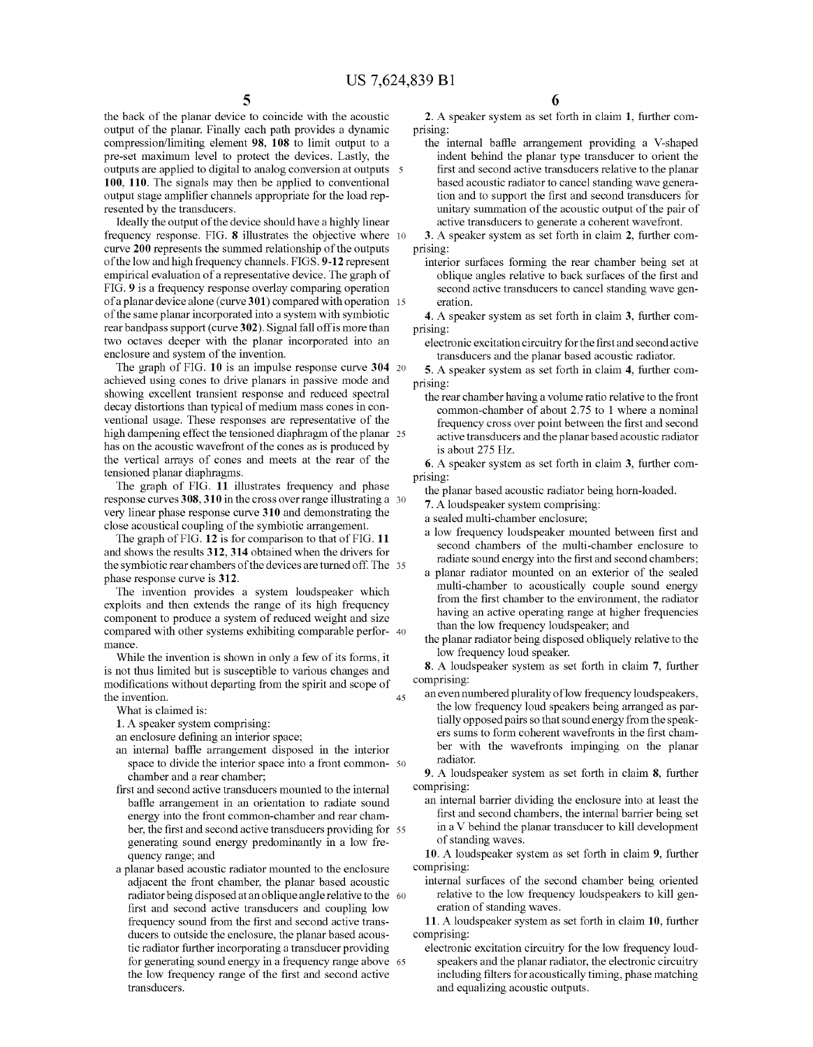the back of the planar device to coincide with the acoustic output of the planar. Finally each path provides a dynamic compression/limiting element 98, 108 to limit output to a pre-set maximum level to protect the devices. Lastly, the outputs are applied to digital to analog conversion at outputs 100, 110. The signals may then be applied to conventional output stage amplifier channels appropriate for the load represented by the transducers.

Ideally the output of the device should have a highly linear frequency response. FIG. 8 illustrates the objective where curve 200 represents the summed relationship of the outputs of the low and high frequency channels. FIGS. 9-12 represent empirical evaluation of a representative device. The graph of FIG. 9 is a frequency response overlay comparing operation of a planar device alone (curve 301) compared with operation of the same planar incorporated into a system with symbiotic rear bandpass support (curve 302). Signal fall off is more than two octaves deeper with the planar incorporated into an enclosure and system of the invention.

The graph of FIG. 10 is an impulse response curve 304 achieved using cones to drive planars in passive mode and showing excellent transient response and reduced spectral decay distortions than typical of medium mass cones in conventional usage. These responses are representative of the high dampening effect the tensioned diaphragm of the planar has on the acoustic wavefront of the cones as is produced by the vertical arrays of cones and meets at the rear of the tensioned planar diaphragms.

The graph of FIG. 11 illustrates frequency and phase response curves 308, 310 in the cross over range illustrating a very linear phase response curve 310 and demonstrating the close acoustical coupling of the symbiotic arrangement.

The graph of FIG. 12 is for comparison to that of FIG. 11 and shows the results 312, 314 obtained when the drivers for the symbiotic rear chambers of the devices are turned off. The phase response curve is 312.

The invention provides a system loudspeaker which exploits and then extends the range of its high frequency component to produce a system of reduced weight and size compared with other systems exhibiting comparable performance.

While the invention is shown in only a few of its forms, it is not thus limited but is susceptible to various changes and modifications without departing from the spirit and scope of the invention.

What is claimed is:

1. A speaker system comprising:
an enclosure defining an interior space;
an internal baffle arrangement disposed in the interior space to divide the interior space into a front common-chamber and a rear chamber;
first and second active transducers mounted to the internal baffle arrangement in an orientation to radiate sound energy into the front common-chamber and rear chamber, the first and second active transducers providing for generating sound energy predominantly in a low frequency range; and
a planar based acoustic radiator mounted to the enclosure adjacent the front chamber, the planar based acoustic radiator being disposed at an oblique angle relative to the first and second active transducers and coupling low frequency sound from the first and second active transducers to outside the enclosure, the planar based acoustic radiator further incorporating a transducer providing for generating sound energy in a frequency range above the low frequency range of the first and second active transducers.

2. A speaker system as set forth in claim 1, further comprising:
the internal baffle arrangement providing a V-shaped indent behind the planar type transducer to orient the first and second active transducers relative to the planar based acoustic radiator to cancel standing wave generation and to support the first and second transducers for unitary summation of the acoustic output of the pair of active transducers to generate a coherent wavefront.

3. A speaker system as set forth in claim 2, further comprising:
interior surfaces forming the rear chamber being set at oblique angles relative to back surfaces of the first and second active transducers to cancel standing wave generation.

4. A speaker system as set forth in claim 3, further comprising:
electronic excitation circuitry for the first and second active transducers and the planar based acoustic radiator.

5. A speaker system as set forth in claim 4, further comprising:
the rear chamber having a volume ratio relative to the front common-chamber of about 2.75 to 1 where a nominal frequency cross over point between the first and second active transducers and the planar based acoustic radiator is about 275 Hz.

6. A speaker system as set forth in claim 3, further comprising:
the planar based acoustic radiator being horn-loaded.

7. A loudspeaker system comprising:
a sealed multi-chamber enclosure;
a low frequency loudspeaker mounted between first and second chambers of the multi-chamber enclosure to radiate sound energy into the first and second chambers;
a planar radiator mounted on an exterior of the sealed multi-chamber to acoustically couple sound energy from the first chamber to the environment, the radiator having an active operating range at higher frequencies than the low frequency loudspeaker; and
the planar radiator being disposed obliquely relative to the low frequency loud speaker.

8. A loudspeaker system as set forth in claim 7, further comprising:
an even numbered plurality of low frequency loudspeakers, the low frequency loud speakers being arranged as partially opposed pairs so that sound energy from the speakers sums to form coherent wavefronts in the first chamber with the wavefronts impinging on the planar radiator.

9. A loudspeaker system as set forth in claim 8, further comprising:
an internal barrier dividing the enclosure into at least the first and second chambers, the internal barrier being set in a V behind the planar transducer to kill development of standing waves.

10. A loudspeaker system as set forth in claim 9, further comprising:
internal surfaces of the second chamber being oriented relative to the low frequency loudspeakers to kill generation of standing waves.

11. A loudspeaker system as set forth in claim 10, further comprising:
electronic excitation circuitry for the low frequency loudspeakers and the planar radiator, the electronic circuitry including filters for acoustically timing, phase matching and equalizing acoustic outputs.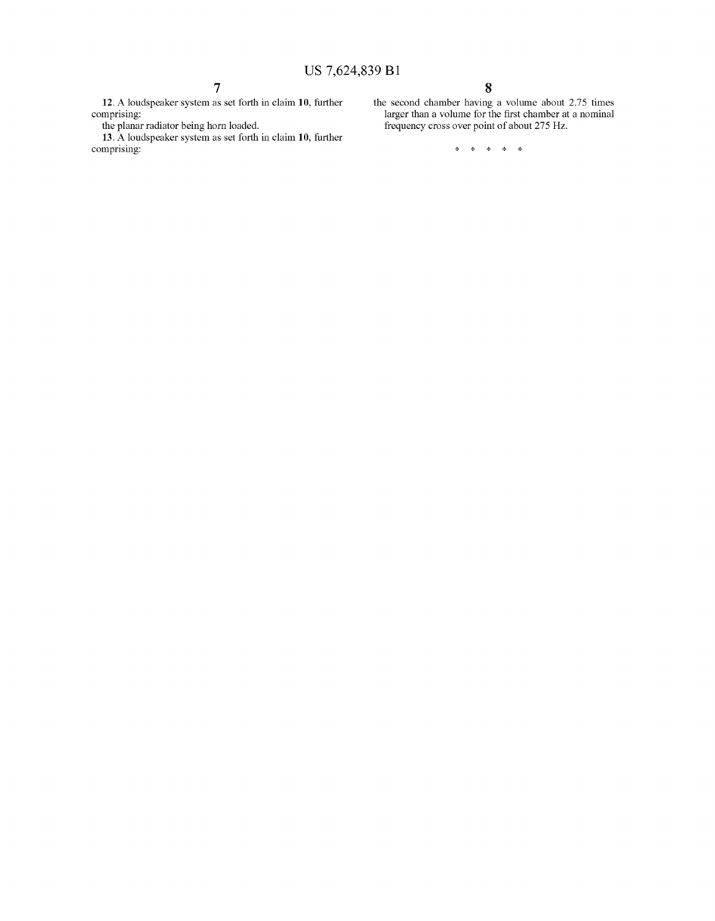12. A loudspeaker system as set forth in claim **10**, further comprising:

the planar radiator being horn loaded.

13. A loudspeaker system as set forth in claim **10**, further comprising:

the second chamber having a volume about 2.75 times larger than a volume for the first chamber at a nominal frequency cross over point of about 275 Hz.

* * * * *